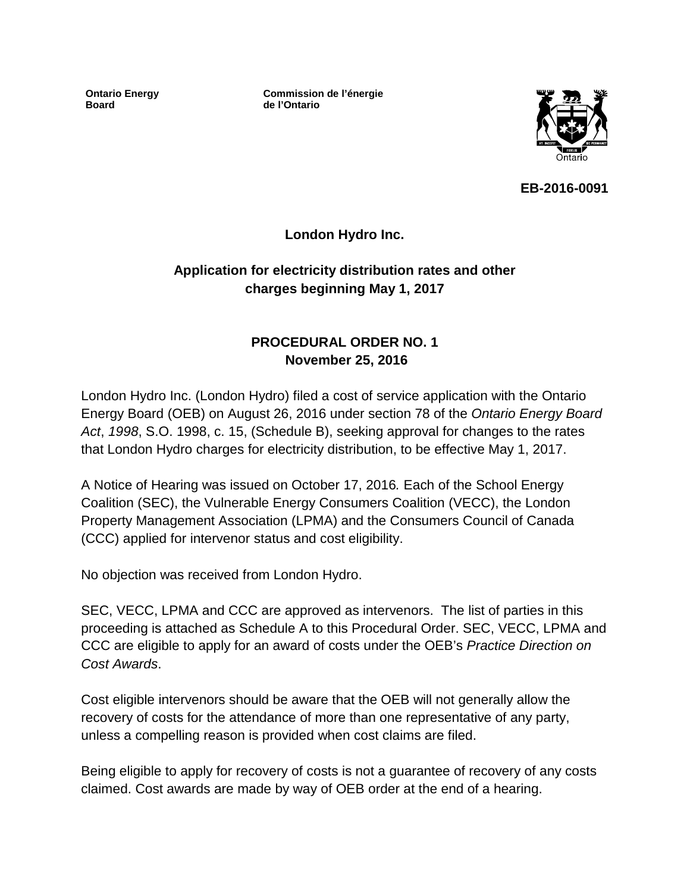**Ontario Energy Board**

**Commission de l'énergie de l'Ontario**

**EB-2016-0091**

**London Hydro Inc.**

**Application for electricity distribution rates and other charges beginning May 1, 2017**

**PROCEDURAL ORDER NO. 1**
**November 25, 2016**

London Hydro Inc. (London Hydro) filed a cost of service application with the Ontario Energy Board (OEB) on August 26, 2016 under section 78 of the *Ontario Energy Board Act*, *1998*, S.O. 1998, c. 15, (Schedule B), seeking approval for changes to the rates that London Hydro charges for electricity distribution, to be effective May 1, 2017.

A Notice of Hearing was issued on October 17, 2016*.* Each of the School Energy Coalition (SEC), the Vulnerable Energy Consumers Coalition (VECC), the London Property Management Association (LPMA) and the Consumers Council of Canada (CCC) applied for intervenor status and cost eligibility.

No objection was received from London Hydro.

SEC, VECC, LPMA and CCC are approved as intervenors. The list of parties in this proceeding is attached as Schedule A to this Procedural Order. SEC, VECC, LPMA and CCC are eligible to apply for an award of costs under the OEB's *Practice Direction on Cost Awards*.

Cost eligible intervenors should be aware that the OEB will not generally allow the recovery of costs for the attendance of more than one representative of any party, unless a compelling reason is provided when cost claims are filed.

Being eligible to apply for recovery of costs is not a guarantee of recovery of any costs claimed. Cost awards are made by way of OEB order at the end of a hearing.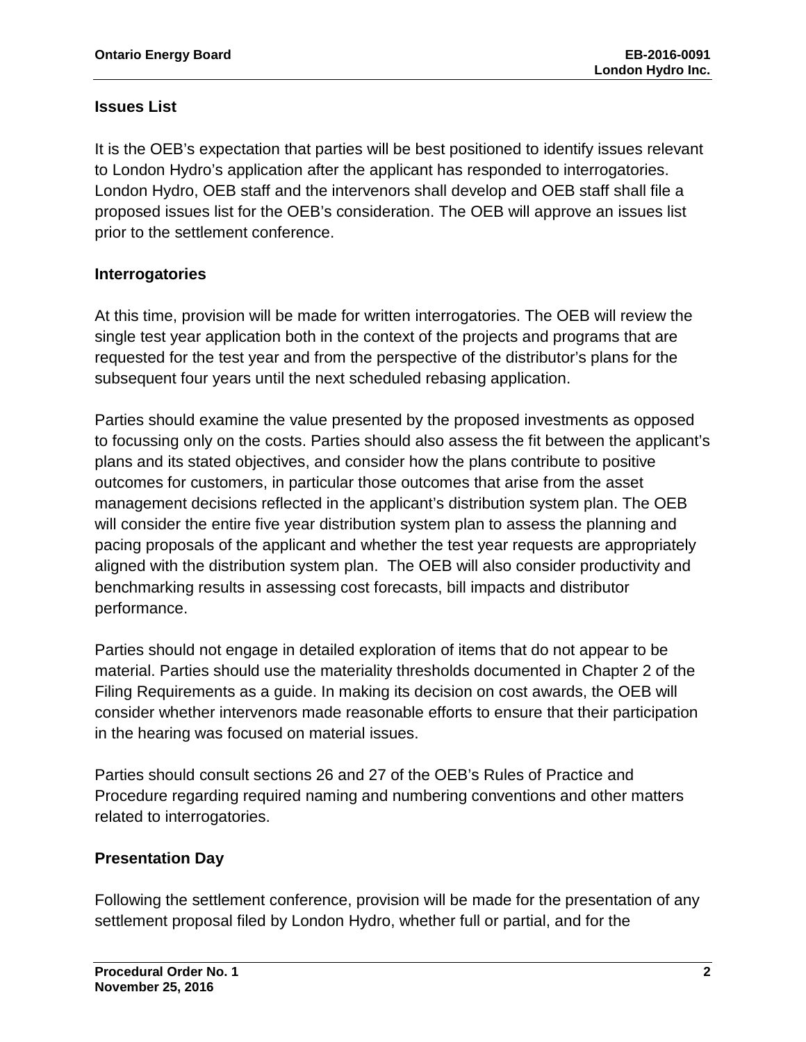## Issues List

It is the OEB's expectation that parties will be best positioned to identify issues relevant to London Hydro's application after the applicant has responded to interrogatories. London Hydro, OEB staff and the intervenors shall develop and OEB staff shall file a proposed issues list for the OEB's consideration. The OEB will approve an issues list prior to the settlement conference.

## Interrogatories

At this time, provision will be made for written interrogatories. The OEB will review the single test year application both in the context of the projects and programs that are requested for the test year and from the perspective of the distributor's plans for the subsequent four years until the next scheduled rebasing application.

Parties should examine the value presented by the proposed investments as opposed to focussing only on the costs. Parties should also assess the fit between the applicant's plans and its stated objectives, and consider how the plans contribute to positive outcomes for customers, in particular those outcomes that arise from the asset management decisions reflected in the applicant's distribution system plan. The OEB will consider the entire five year distribution system plan to assess the planning and pacing proposals of the applicant and whether the test year requests are appropriately aligned with the distribution system plan. The OEB will also consider productivity and benchmarking results in assessing cost forecasts, bill impacts and distributor performance.

Parties should not engage in detailed exploration of items that do not appear to be material. Parties should use the materiality thresholds documented in Chapter 2 of the Filing Requirements as a guide. In making its decision on cost awards, the OEB will consider whether intervenors made reasonable efforts to ensure that their participation in the hearing was focused on material issues.

Parties should consult sections 26 and 27 of the OEB's Rules of Practice and Procedure regarding required naming and numbering conventions and other matters related to interrogatories.

## Presentation Day

Following the settlement conference, provision will be made for the presentation of any settlement proposal filed by London Hydro, whether full or partial, and for the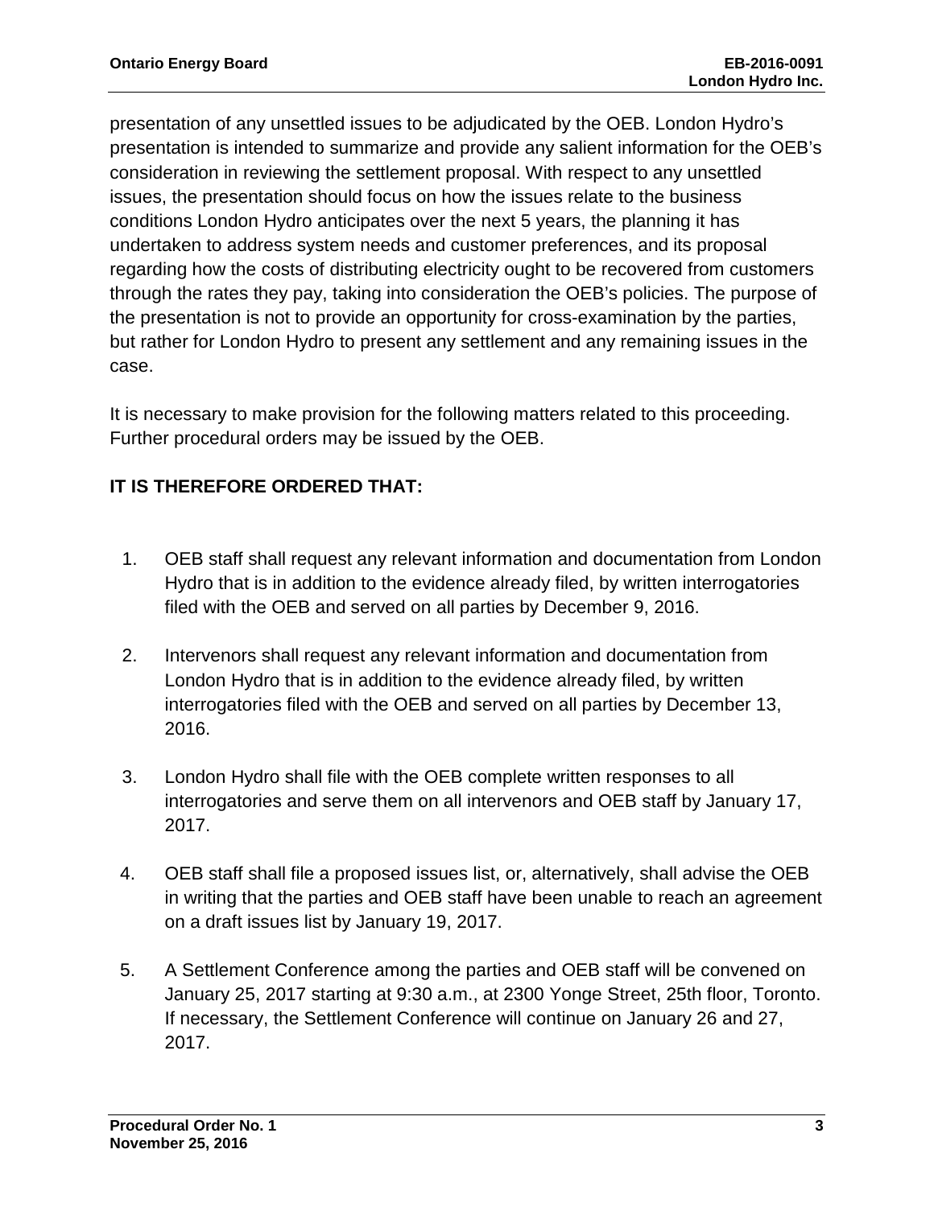presentation of any unsettled issues to be adjudicated by the OEB. London Hydro's presentation is intended to summarize and provide any salient information for the OEB's consideration in reviewing the settlement proposal. With respect to any unsettled issues, the presentation should focus on how the issues relate to the business conditions London Hydro anticipates over the next 5 years, the planning it has undertaken to address system needs and customer preferences, and its proposal regarding how the costs of distributing electricity ought to be recovered from customers through the rates they pay, taking into consideration the OEB's policies. The purpose of the presentation is not to provide an opportunity for cross-examination by the parties, but rather for London Hydro to present any settlement and any remaining issues in the case.

It is necessary to make provision for the following matters related to this proceeding. Further procedural orders may be issued by the OEB.

**IT IS THEREFORE ORDERED THAT:**

1. OEB staff shall request any relevant information and documentation from London Hydro that is in addition to the evidence already filed, by written interrogatories filed with the OEB and served on all parties by December 9, 2016.

2. Intervenors shall request any relevant information and documentation from London Hydro that is in addition to the evidence already filed, by written interrogatories filed with the OEB and served on all parties by December 13, 2016.

3. London Hydro shall file with the OEB complete written responses to all interrogatories and serve them on all intervenors and OEB staff by January 17, 2017.

4. OEB staff shall file a proposed issues list, or, alternatively, shall advise the OEB in writing that the parties and OEB staff have been unable to reach an agreement on a draft issues list by January 19, 2017.

5. A Settlement Conference among the parties and OEB staff will be convened on January 25, 2017 starting at 9:30 a.m., at 2300 Yonge Street, 25th floor, Toronto. If necessary, the Settlement Conference will continue on January 26 and 27, 2017.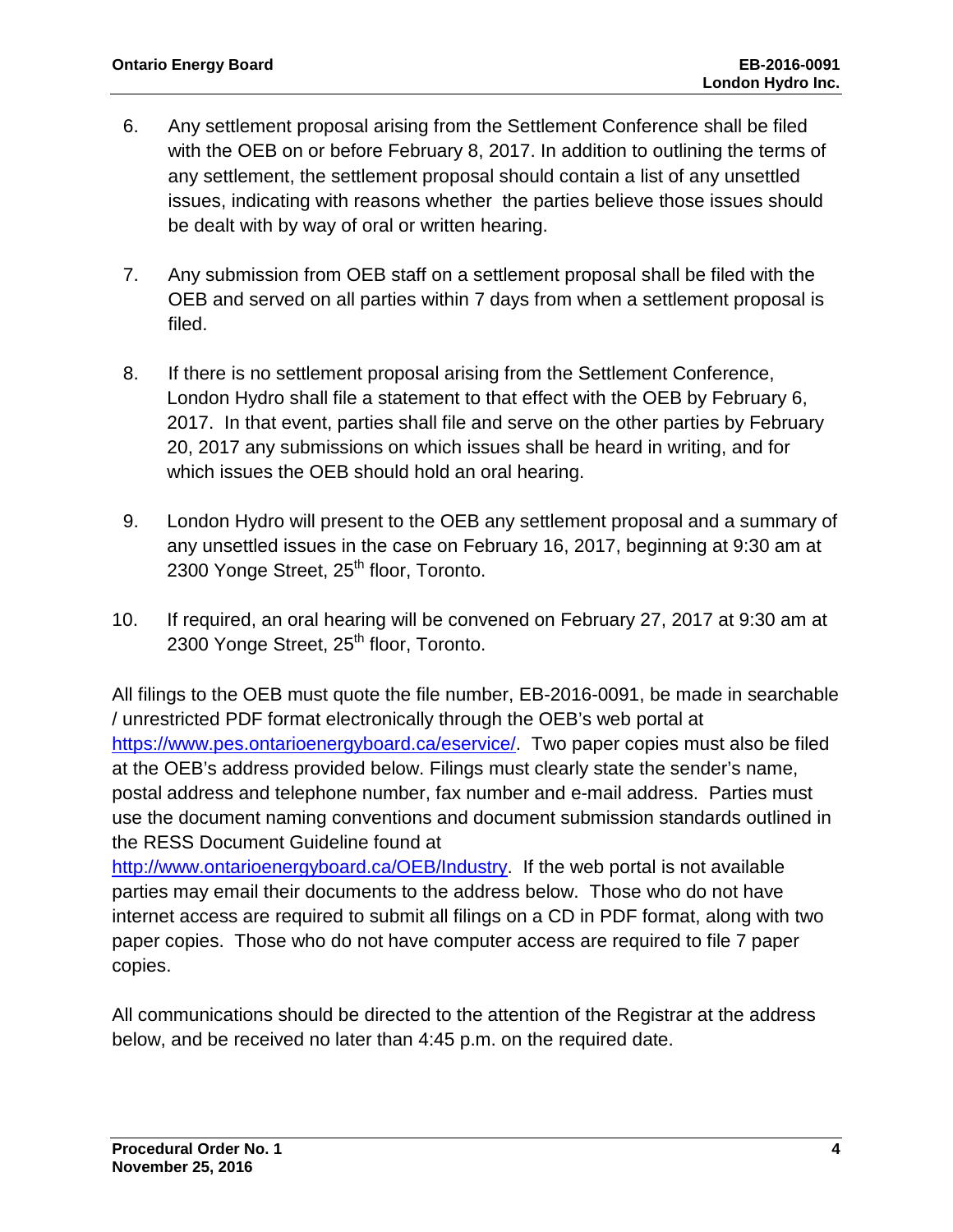6. Any settlement proposal arising from the Settlement Conference shall be filed with the OEB on or before February 8, 2017. In addition to outlining the terms of any settlement, the settlement proposal should contain a list of any unsettled issues, indicating with reasons whether the parties believe those issues should be dealt with by way of oral or written hearing.

7. Any submission from OEB staff on a settlement proposal shall be filed with the OEB and served on all parties within 7 days from when a settlement proposal is filed.

8. If there is no settlement proposal arising from the Settlement Conference, London Hydro shall file a statement to that effect with the OEB by February 6, 2017. In that event, parties shall file and serve on the other parties by February 20, 2017 any submissions on which issues shall be heard in writing, and for which issues the OEB should hold an oral hearing.

9. London Hydro will present to the OEB any settlement proposal and a summary of any unsettled issues in the case on February 16, 2017, beginning at 9:30 am at 2300 Yonge Street, 25th floor, Toronto.

10. If required, an oral hearing will be convened on February 27, 2017 at 9:30 am at 2300 Yonge Street, 25th floor, Toronto.

All filings to the OEB must quote the file number, EB-2016-0091, be made in searchable / unrestricted PDF format electronically through the OEB's web portal at https://www.pes.ontarioenergyboard.ca/eservice/. Two paper copies must also be filed at the OEB's address provided below. Filings must clearly state the sender's name, postal address and telephone number, fax number and e-mail address. Parties must use the document naming conventions and document submission standards outlined in the RESS Document Guideline found at http://www.ontarioenergyboard.ca/OEB/Industry. If the web portal is not available parties may email their documents to the address below. Those who do not have internet access are required to submit all filings on a CD in PDF format, along with two paper copies. Those who do not have computer access are required to file 7 paper copies.

All communications should be directed to the attention of the Registrar at the address below, and be received no later than 4:45 p.m. on the required date.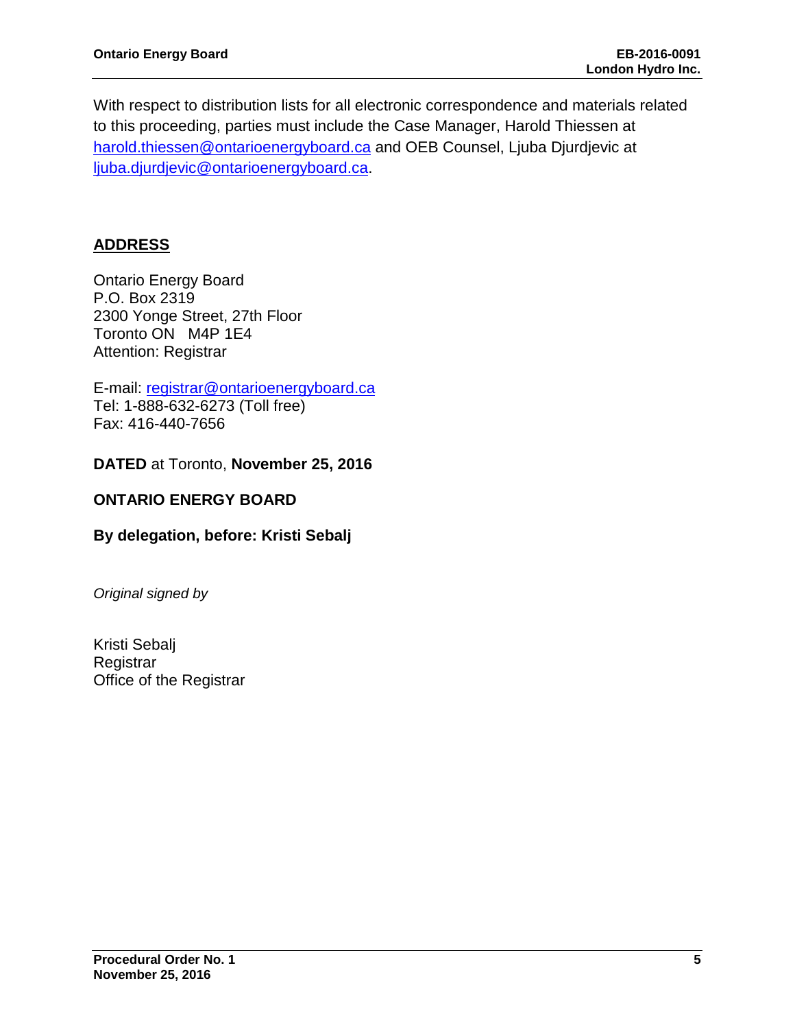With respect to distribution lists for all electronic correspondence and materials related to this proceeding, parties must include the Case Manager, Harold Thiessen at harold.thiessen@ontarioenergyboard.ca and OEB Counsel, Ljuba Djurdjevic at ljuba.djurdjevic@ontarioenergyboard.ca.

## ADDRESS

Ontario Energy Board
P.O. Box 2319
2300 Yonge Street, 27th Floor
Toronto ON M4P 1E4
Attention: Registrar

E-mail: registrar@ontarioenergyboard.ca
Tel: 1-888-632-6273 (Toll free)
Fax: 416-440-7656

**DATED** at Toronto, **November 25, 2016**

**ONTARIO ENERGY BOARD**

**By delegation, before: Kristi Sebalj**

*Original signed by*

Kristi Sebalj
Registrar
Office of the Registrar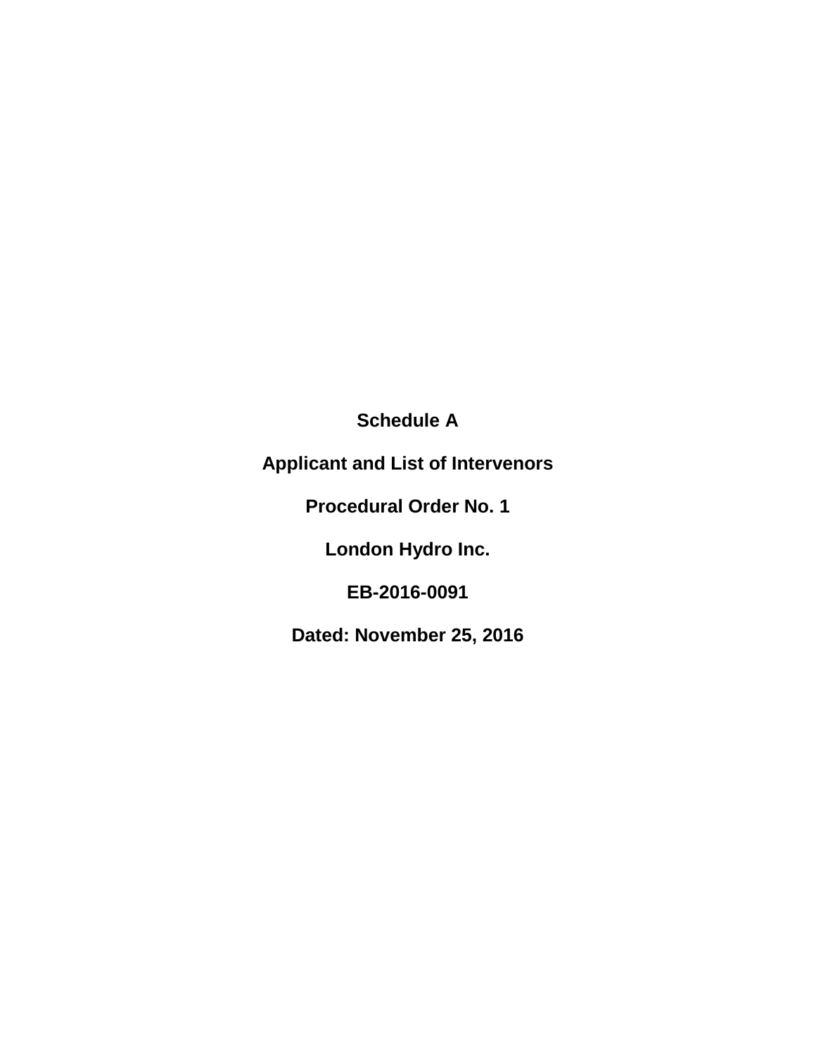**Schedule A**

**Applicant and List of Intervenors**

**Procedural Order No. 1**

**London Hydro Inc.**

**EB-2016-0091**

**Dated: November 25, 2016**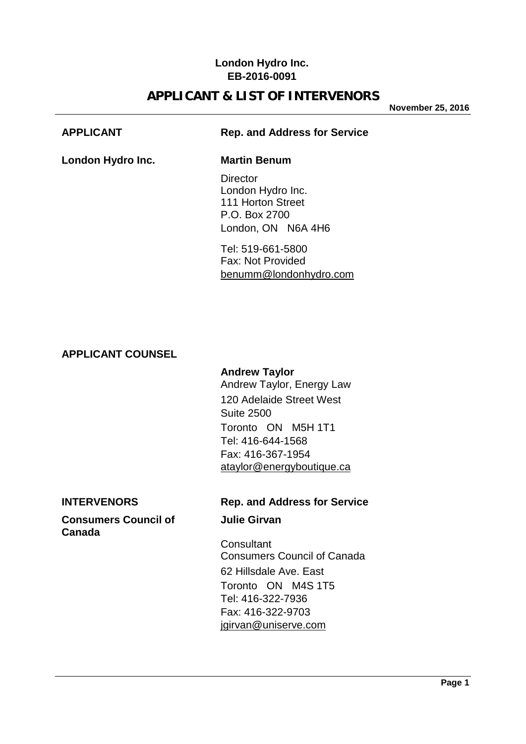**London Hydro Inc.**
**EB-2016-0091**

# APPLICANT & LIST OF INTERVENORS

**November 25, 2016**

| **APPLICANT** | **Rep. and Address for Service** |
|---|---|
| **London Hydro Inc.** | **Martin Benum**<br><br>Director<br>London Hydro Inc.<br>111 Horton Street<br>P.O. Box 2700<br>London, ON N6A 4H6<br><br>Tel: 519-661-5800<br>Fax: Not Provided<br>benumm@londonhydro.com |

**APPLICANT COUNSEL**

**Andrew Taylor**
Andrew Taylor, Energy Law
120 Adelaide Street West
Suite 2500
Toronto ON M5H 1T1
Tel: 416-644-1568
Fax: 416-367-1954
ataylor@energyboutique.ca

| **INTERVENORS** | **Rep. and Address for Service** |
|---|---|
| **Consumers Council of Canada** | **Julie Girvan**<br><br>Consultant<br>Consumers Council of Canada<br>62 Hillsdale Ave. East<br>Toronto ON M4S 1T5<br>Tel: 416-322-7936<br>Fax: 416-322-9703<br>jgirvan@uniserve.com |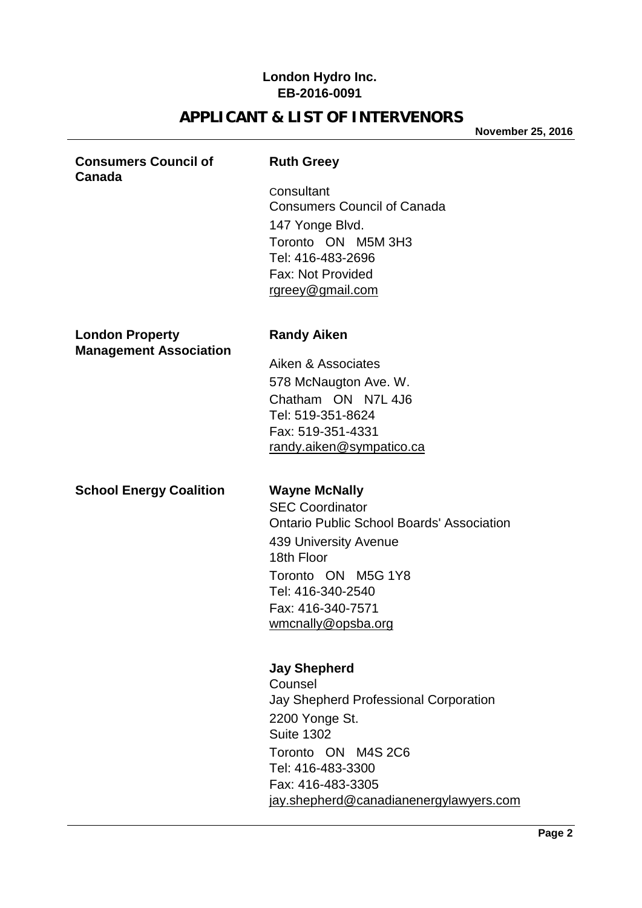**London Hydro Inc.**
**EB-2016-0091**

## APPLICANT & LIST OF INTERVENORS

**November 25, 2016**

---

**Consumers Council of Canada**

**Ruth Greey**

Consultant
Consumers Council of Canada
147 Yonge Blvd.
Toronto ON M5M 3H3
Tel: 416-483-2696
Fax: Not Provided
rgreey@gmail.com

**London Property Management Association**

**Randy Aiken**

Aiken & Associates
578 McNaugton Ave. W.
Chatham ON N7L 4J6
Tel: 519-351-8624
Fax: 519-351-4331
randy.aiken@sympatico.ca

**School Energy Coalition**

**Wayne McNally**
SEC Coordinator
Ontario Public School Boards' Association
439 University Avenue
18th Floor
Toronto ON M5G 1Y8
Tel: 416-340-2540
Fax: 416-340-7571
wmcnally@opsba.org

**Jay Shepherd**
Counsel
Jay Shepherd Professional Corporation
2200 Yonge St.
Suite 1302
Toronto ON M4S 2C6
Tel: 416-483-3300
Fax: 416-483-3305
jay.shepherd@canadianenergylawyers.com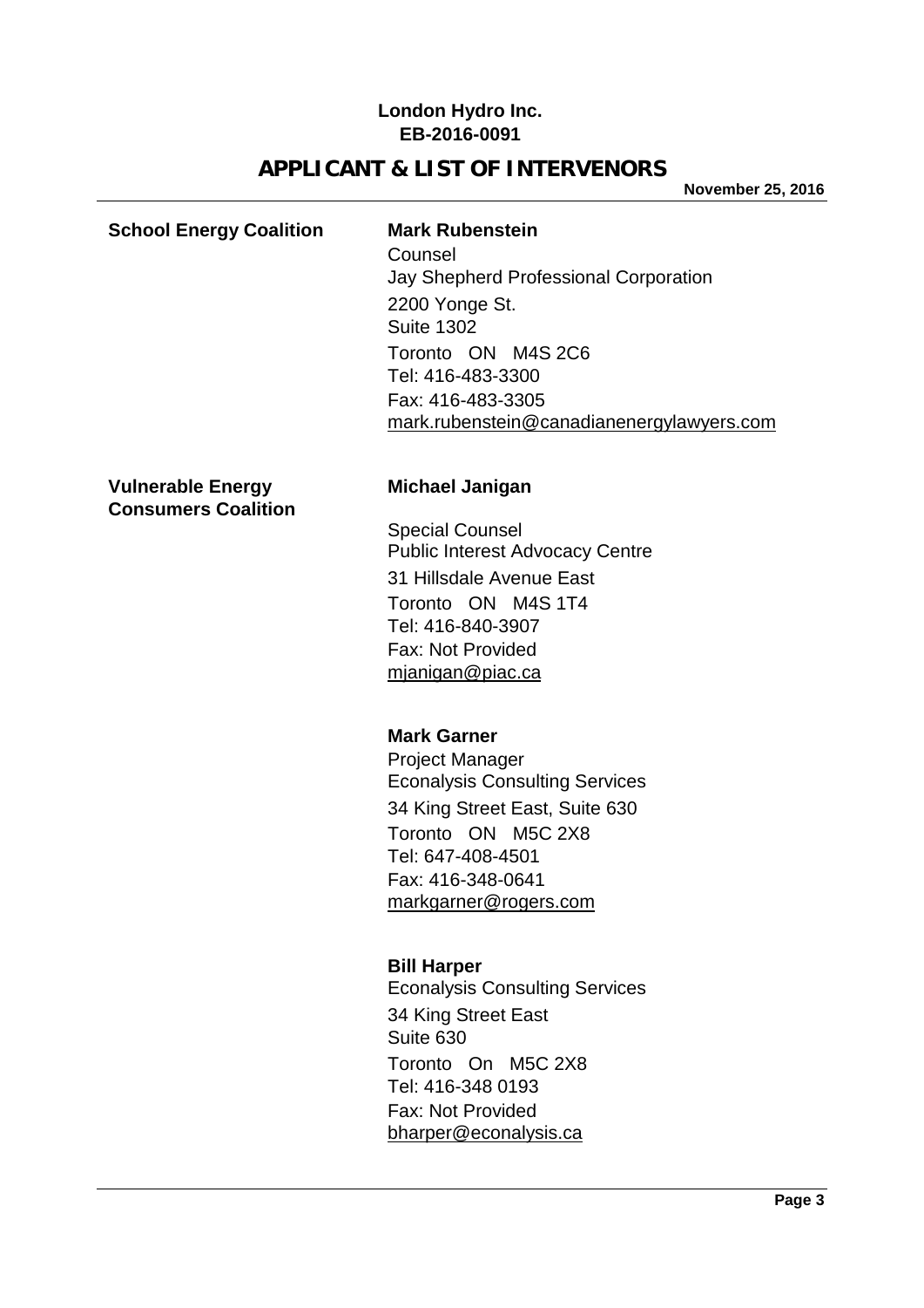**London Hydro Inc.**
**EB-2016-0091**

## APPLICANT & LIST OF INTERVENORS

**November 25, 2016**

| | |
|---|---|
| **School Energy Coalition** | **Mark Rubenstein**<br>Counsel<br>Jay Shepherd Professional Corporation<br>2200 Yonge St.<br>Suite 1302<br>Toronto ON M4S 2C6<br>Tel: 416-483-3300<br>Fax: 416-483-3305<br>mark.rubenstein@canadianenergylawyers.com |
| **Vulnerable Energy Consumers Coalition** | **Michael Janigan**<br><br>Special Counsel<br>Public Interest Advocacy Centre<br>31 Hillsdale Avenue East<br>Toronto ON M4S 1T4<br>Tel: 416-840-3907<br>Fax: Not Provided<br>mjanigan@piac.ca |
| | **Mark Garner**<br>Project Manager<br>Econalysis Consulting Services<br>34 King Street East, Suite 630<br>Toronto ON M5C 2X8<br>Tel: 647-408-4501<br>Fax: 416-348-0641<br>markgarner@rogers.com |
| | **Bill Harper**<br>Econalysis Consulting Services<br>34 King Street East<br>Suite 630<br>Toronto On M5C 2X8<br>Tel: 416-348 0193<br>Fax: Not Provided<br>bharper@econalysis.ca |